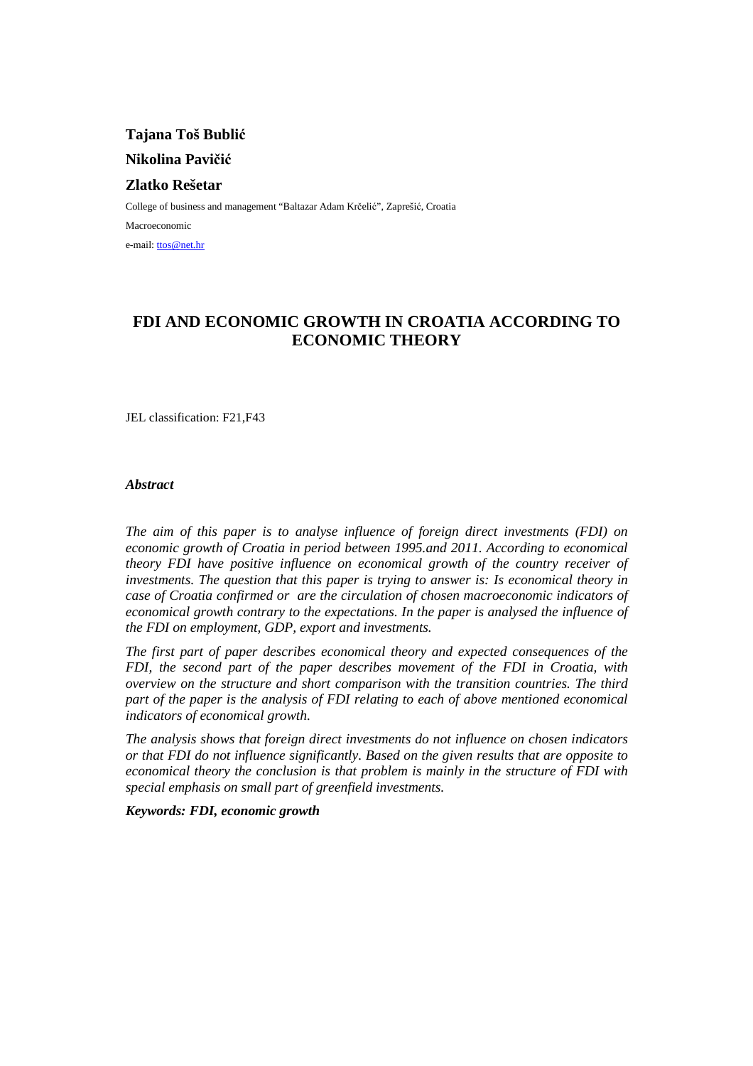**Tajana Toš Bublić**

**Nikolina Pavičić**

**Zlatko Rešetar**

College of business and management "Baltazar Adam Krčelić", Zaprešić, Croatia

Macroeconomic

e-mail: ttos@net.hr

# FDI AND ECONOMIC GROWTH IN CROATIA ACCORDING TO ECONOMIC THEORY

JEL classification: F21,F43

***Abstract***

*The aim of this paper is to analyse influence of foreign direct investments (FDI) on economic growth of Croatia in period between 1995.and 2011. According to economical theory FDI have positive influence on economical growth of the country receiver of investments. The question that this paper is trying to answer is: Is economical theory in case of Croatia confirmed or are the circulation of chosen macroeconomic indicators of economical growth contrary to the expectations. In the paper is analysed the influence of the FDI on employment, GDP, export and investments.*

*The first part of paper describes economical theory and expected consequences of the FDI, the second part of the paper describes movement of the FDI in Croatia, with overview on the structure and short comparison with the transition countries. The third part of the paper is the analysis of FDI relating to each of above mentioned economical indicators of economical growth.*

*The analysis shows that foreign direct investments do not influence on chosen indicators or that FDI do not influence significantly. Based on the given results that are opposite to economical theory the conclusion is that problem is mainly in the structure of FDI with special emphasis on small part of greenfield investments.*

***Keywords: FDI, economic growth***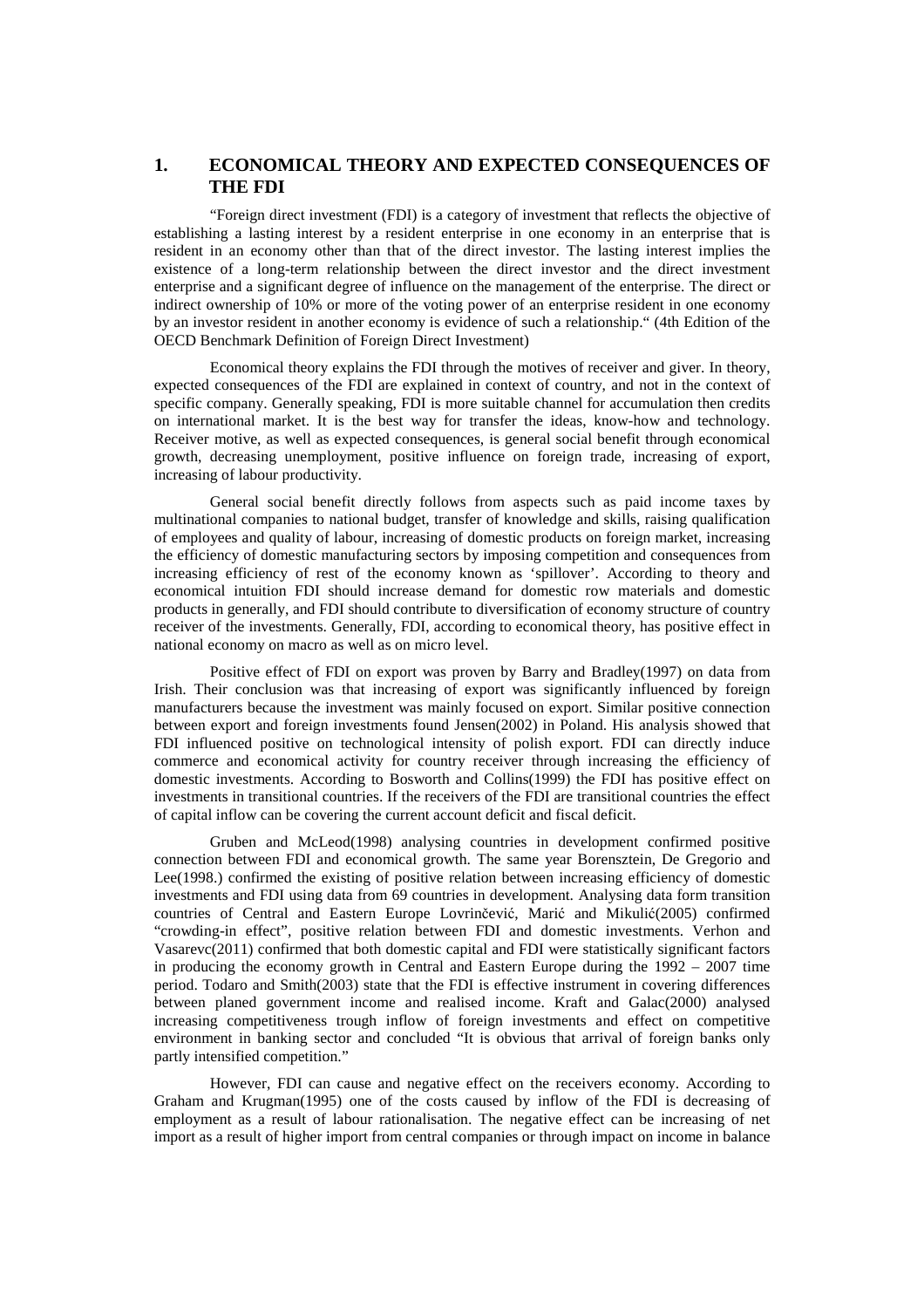## 1. ECONOMICAL THEORY AND EXPECTED CONSEQUENCES OF THE FDI

"Foreign direct investment (FDI) is a category of investment that reflects the objective of establishing a lasting interest by a resident enterprise in one economy in an enterprise that is resident in an economy other than that of the direct investor. The lasting interest implies the existence of a long-term relationship between the direct investor and the direct investment enterprise and a significant degree of influence on the management of the enterprise. The direct or indirect ownership of 10% or more of the voting power of an enterprise resident in one economy by an investor resident in another economy is evidence of such a relationship." (4th Edition of the OECD Benchmark Definition of Foreign Direct Investment)

Economical theory explains the FDI through the motives of receiver and giver. In theory, expected consequences of the FDI are explained in context of country, and not in the context of specific company. Generally speaking, FDI is more suitable channel for accumulation then credits on international market. It is the best way for transfer the ideas, know-how and technology. Receiver motive, as well as expected consequences, is general social benefit through economical growth, decreasing unemployment, positive influence on foreign trade, increasing of export, increasing of labour productivity.

General social benefit directly follows from aspects such as paid income taxes by multinational companies to national budget, transfer of knowledge and skills, raising qualification of employees and quality of labour, increasing of domestic products on foreign market, increasing the efficiency of domestic manufacturing sectors by imposing competition and consequences from increasing efficiency of rest of the economy known as 'spillover'. According to theory and economical intuition FDI should increase demand for domestic row materials and domestic products in generally, and FDI should contribute to diversification of economy structure of country receiver of the investments. Generally, FDI, according to economical theory, has positive effect in national economy on macro as well as on micro level.

Positive effect of FDI on export was proven by Barry and Bradley(1997) on data from Irish. Their conclusion was that increasing of export was significantly influenced by foreign manufacturers because the investment was mainly focused on export. Similar positive connection between export and foreign investments found Jensen(2002) in Poland. His analysis showed that FDI influenced positive on technological intensity of polish export. FDI can directly induce commerce and economical activity for country receiver through increasing the efficiency of domestic investments. According to Bosworth and Collins(1999) the FDI has positive effect on investments in transitional countries. If the receivers of the FDI are transitional countries the effect of capital inflow can be covering the current account deficit and fiscal deficit.

Gruben and McLeod(1998) analysing countries in development confirmed positive connection between FDI and economical growth. The same year Borensztein, De Gregorio and Lee(1998.) confirmed the existing of positive relation between increasing efficiency of domestic investments and FDI using data from 69 countries in development. Analysing data form transition countries of Central and Eastern Europe Lovrinčević, Marić and Mikulić(2005) confirmed "crowding-in effect", positive relation between FDI and domestic investments. Verhon and Vasarevc(2011) confirmed that both domestic capital and FDI were statistically significant factors in producing the economy growth in Central and Eastern Europe during the 1992 – 2007 time period. Todaro and Smith(2003) state that the FDI is effective instrument in covering differences between planed government income and realised income. Kraft and Galac(2000) analysed increasing competitiveness trough inflow of foreign investments and effect on competitive environment in banking sector and concluded "It is obvious that arrival of foreign banks only partly intensified competition."

However, FDI can cause and negative effect on the receivers economy. According to Graham and Krugman(1995) one of the costs caused by inflow of the FDI is decreasing of employment as a result of labour rationalisation. The negative effect can be increasing of net import as a result of higher import from central companies or through impact on income in balance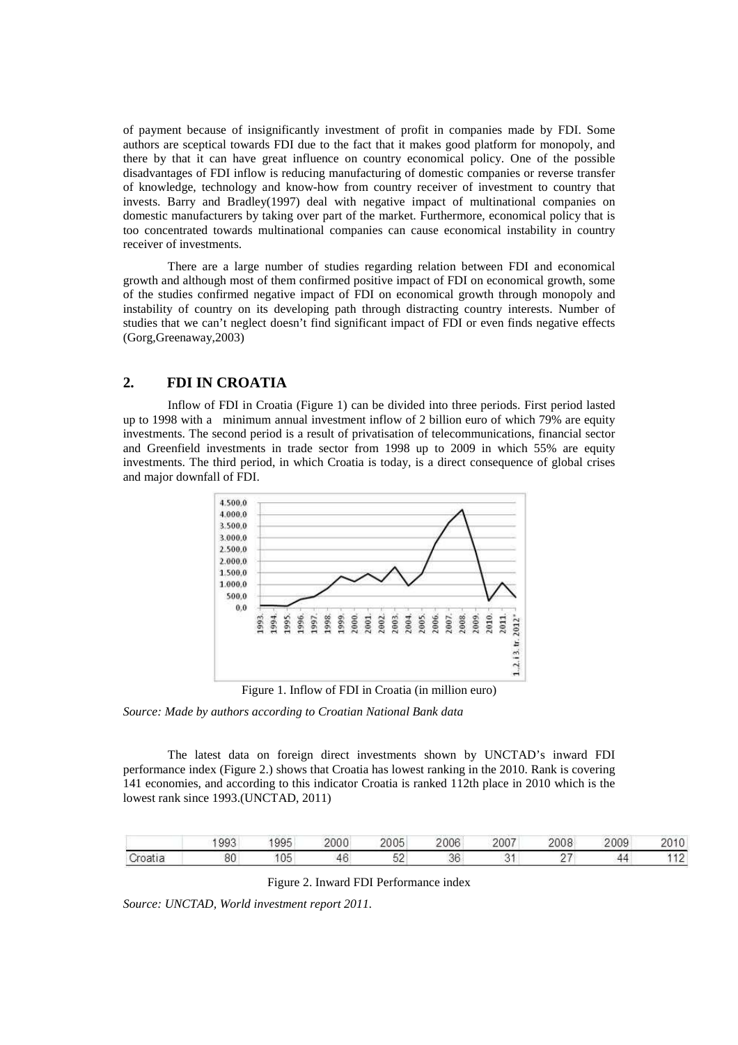of payment because of insignificantly investment of profit in companies made by FDI. Some authors are sceptical towards FDI due to the fact that it makes good platform for monopoly, and there by that it can have great influence on country economical policy. One of the possible disadvantages of FDI inflow is reducing manufacturing of domestic companies or reverse transfer of knowledge, technology and know-how from country receiver of investment to country that invests. Barry and Bradley(1997) deal with negative impact of multinational companies on domestic manufacturers by taking over part of the market. Furthermore, economical policy that is too concentrated towards multinational companies can cause economical instability in country receiver of investments.

There are a large number of studies regarding relation between FDI and economical growth and although most of them confirmed positive impact of FDI on economical growth, some of the studies confirmed negative impact of FDI on economical growth through monopoly and instability of country on its developing path through distracting country interests. Number of studies that we can't neglect doesn't find significant impact of FDI or even finds negative effects (Gorg,Greenaway,2003)

## 2. FDI IN CROATIA

Inflow of FDI in Croatia (Figure 1) can be divided into three periods. First period lasted up to 1998 with a minimum annual investment inflow of 2 billion euro of which 79% are equity investments. The second period is a result of privatisation of telecommunications, financial sector and Greenfield investments in trade sector from 1998 up to 2009 in which 55% are equity investments. The third period, in which Croatia is today, is a direct consequence of global crises and major downfall of FDI.

Figure 1. Inflow of FDI in Croatia (in million euro)

*Source: Made by authors according to Croatian National Bank data*

The latest data on foreign direct investments shown by UNCTAD's inward FDI performance index (Figure 2.) shows that Croatia has lowest ranking in the 2010. Rank is covering 141 economies, and according to this indicator Croatia is ranked 112th place in 2010 which is the lowest rank since 1993.(UNCTAD, 2011)

| | 1993 | 1995 | 2000 | 2005 | 2006 | 2007 | 2008 | 2009 | 2010 |
|---|---|---|---|---|---|---|---|---|---|
| Croatia | 80 | 105 | 46 | 52 | 36 | 31 | 27 | 44 | 112 |

Figure 2. Inward FDI Performance index

*Source: UNCTAD, World investment report 2011.*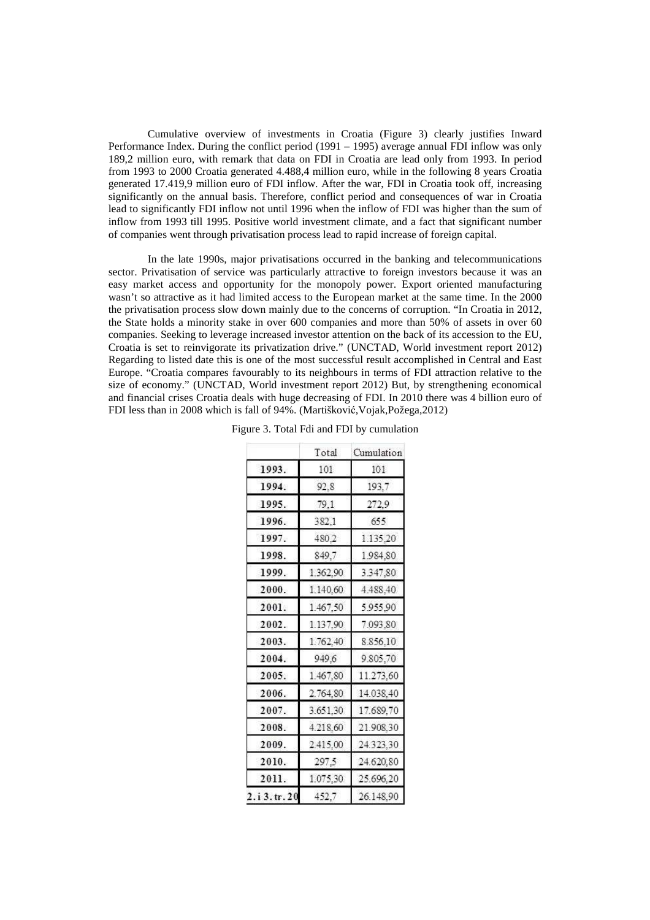Cumulative overview of investments in Croatia (Figure 3) clearly justifies Inward Performance Index. During the conflict period (1991 – 1995) average annual FDI inflow was only 189,2 million euro, with remark that data on FDI in Croatia are lead only from 1993. In period from 1993 to 2000 Croatia generated 4.488,4 million euro, while in the following 8 years Croatia generated 17.419,9 million euro of FDI inflow. After the war, FDI in Croatia took off, increasing significantly on the annual basis. Therefore, conflict period and consequences of war in Croatia lead to significantly FDI inflow not until 1996 when the inflow of FDI was higher than the sum of inflow from 1993 till 1995. Positive world investment climate, and a fact that significant number of companies went through privatisation process lead to rapid increase of foreign capital.

In the late 1990s, major privatisations occurred in the banking and telecommunications sector. Privatisation of service was particularly attractive to foreign investors because it was an easy market access and opportunity for the monopoly power. Export oriented manufacturing wasn't so attractive as it had limited access to the European market at the same time. In the 2000 the privatisation process slow down mainly due to the concerns of corruption. "In Croatia in 2012, the State holds a minority stake in over 600 companies and more than 50% of assets in over 60 companies. Seeking to leverage increased investor attention on the back of its accession to the EU, Croatia is set to reinvigorate its privatization drive." (UNCTAD, World investment report 2012) Regarding to listed date this is one of the most successful result accomplished in Central and East Europe. "Croatia compares favourably to its neighbours in terms of FDI attraction relative to the size of economy." (UNCTAD, World investment report 2012) But, by strengthening economical and financial crises Croatia deals with huge decreasing of FDI. In 2010 there was 4 billion euro of FDI less than in 2008 which is fall of 94%. (Martišković,Vojak,Požega,2012)

Figure 3. Total Fdi and FDI by cumulation

| | Total | Cumulation |
|---|---|---|
| 1993. | 101 | 101 |
| 1994. | 92,8 | 193,7 |
| 1995. | 79,1 | 272,9 |
| 1996. | 382,1 | 655 |
| 1997. | 480,2 | 1.135,20 |
| 1998. | 849,7 | 1.984,80 |
| 1999. | 1.362,90 | 3.347,80 |
| 2000. | 1.140,60 | 4.488,40 |
| 2001. | 1.467,50 | 5.955,90 |
| 2002. | 1.137,90 | 7.093,80 |
| 2003. | 1.762,40 | 8.856,10 |
| 2004. | 949,6 | 9.805,70 |
| 2005. | 1.467,80 | 11.273,60 |
| 2006. | 2.764,80 | 14.038,40 |
| 2007. | 3.651,30 | 17.689,70 |
| 2008. | 4.218,60 | 21.908,30 |
| 2009. | 2.415,00 | 24.323,30 |
| 2010. | 297,5 | 24.620,80 |
| 2011. | 1.075,30 | 25.696,20 |
| 2. i 3. tr. 20 | 452,7 | 26.148,90 |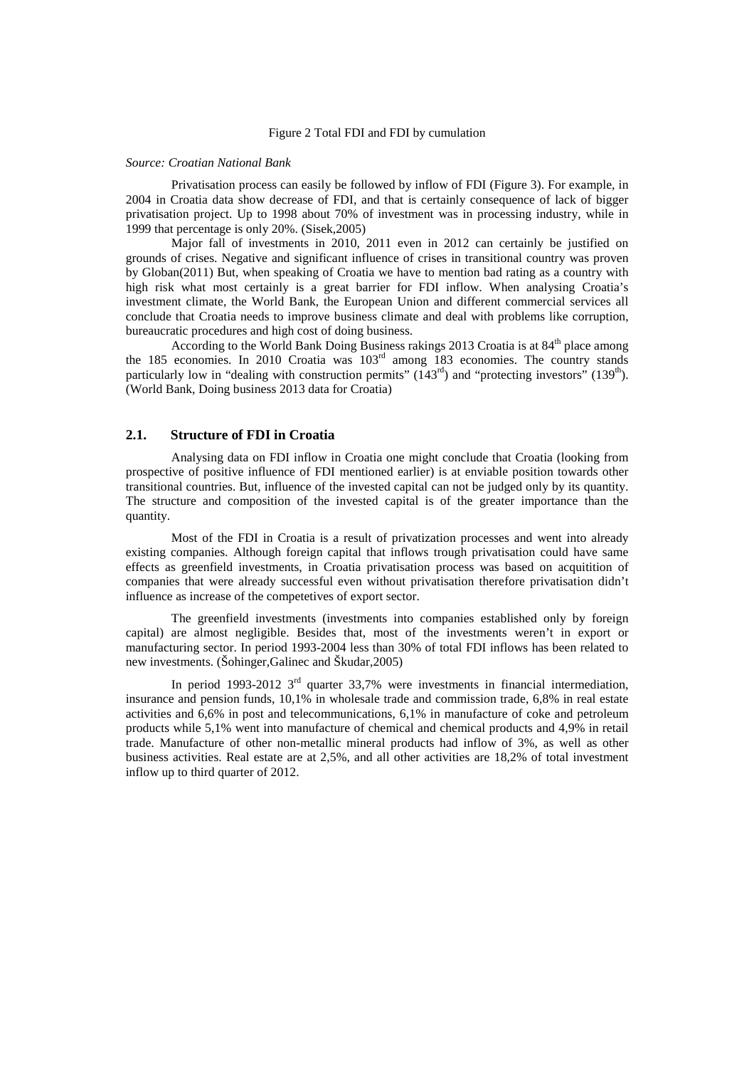Figure 2 Total FDI and FDI by cumulation

*Source: Croatian National Bank*

Privatisation process can easily be followed by inflow of FDI (Figure 3). For example, in 2004 in Croatia data show decrease of FDI, and that is certainly consequence of lack of bigger privatisation project. Up to 1998 about 70% of investment was in processing industry, while in 1999 that percentage is only 20%. (Sisek,2005)

Major fall of investments in 2010, 2011 even in 2012 can certainly be justified on grounds of crises. Negative and significant influence of crises in transitional country was proven by Globan(2011) But, when speaking of Croatia we have to mention bad rating as a country with high risk what most certainly is a great barrier for FDI inflow. When analysing Croatia's investment climate, the World Bank, the European Union and different commercial services all conclude that Croatia needs to improve business climate and deal with problems like corruption, bureaucratic procedures and high cost of doing business.

According to the World Bank Doing Business rakings 2013 Croatia is at 84th place among the 185 economies. In 2010 Croatia was 103rd among 183 economies. The country stands particularly low in "dealing with construction permits" (143rd) and "protecting investors" (139th). (World Bank, Doing business 2013 data for Croatia)

## 2.1. Structure of FDI in Croatia

Analysing data on FDI inflow in Croatia one might conclude that Croatia (looking from prospective of positive influence of FDI mentioned earlier) is at enviable position towards other transitional countries. But, influence of the invested capital can not be judged only by its quantity. The structure and composition of the invested capital is of the greater importance than the quantity.

Most of the FDI in Croatia is a result of privatization processes and went into already existing companies. Although foreign capital that inflows trough privatisation could have same effects as greenfield investments, in Croatia privatisation process was based on acquitition of companies that were already successful even without privatisation therefore privatisation didn't influence as increase of the competetives of export sector.

The greenfield investments (investments into companies established only by foreign capital) are almost negligible. Besides that, most of the investments weren't in export or manufacturing sector. In period 1993-2004 less than 30% of total FDI inflows has been related to new investments. (Šohinger,Galinec and Škudar,2005)

In period 1993-2012 3rd quarter 33,7% were investments in financial intermediation, insurance and pension funds, 10,1% in wholesale trade and commission trade, 6,8% in real estate activities and 6,6% in post and telecommunications, 6,1% in manufacture of coke and petroleum products while 5,1% went into manufacture of chemical and chemical products and 4,9% in retail trade. Manufacture of other non-metallic mineral products had inflow of 3%, as well as other business activities. Real estate are at 2,5%, and all other activities are 18,2% of total investment inflow up to third quarter of 2012.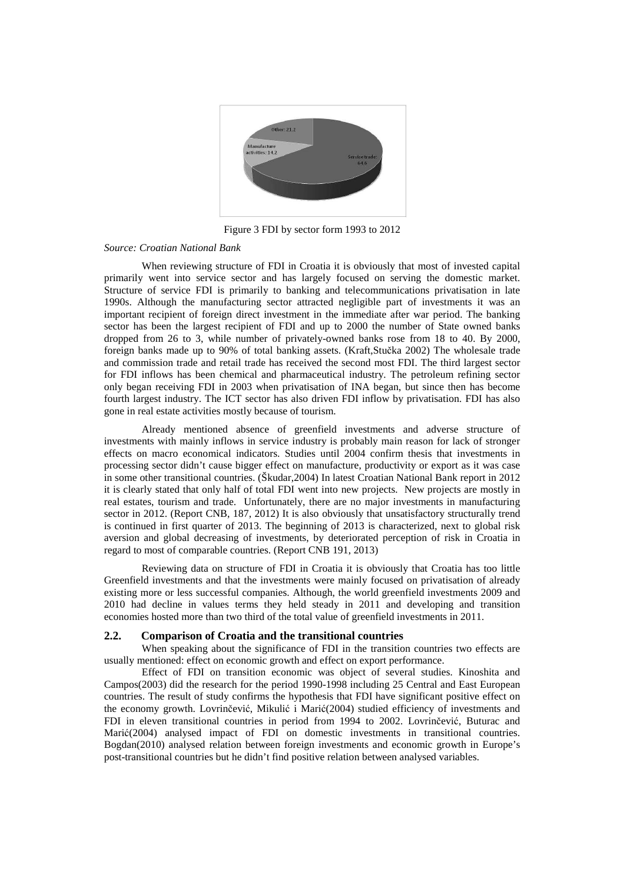Figure 3 FDI by sector form 1993 to 2012

*Source: Croatian National Bank*

When reviewing structure of FDI in Croatia it is obviously that most of invested capital primarily went into service sector and has largely focused on serving the domestic market. Structure of service FDI is primarily to banking and telecommunications privatisation in late 1990s. Although the manufacturing sector attracted negligible part of investments it was an important recipient of foreign direct investment in the immediate after war period. The banking sector has been the largest recipient of FDI and up to 2000 the number of State owned banks dropped from 26 to 3, while number of privately-owned banks rose from 18 to 40. By 2000, foreign banks made up to 90% of total banking assets. (Kraft,Stučka 2002) The wholesale trade and commission trade and retail trade has received the second most FDI. The third largest sector for FDI inflows has been chemical and pharmaceutical industry. The petroleum refining sector only began receiving FDI in 2003 when privatisation of INA began, but since then has become fourth largest industry. The ICT sector has also driven FDI inflow by privatisation. FDI has also gone in real estate activities mostly because of tourism.

Already mentioned absence of greenfield investments and adverse structure of investments with mainly inflows in service industry is probably main reason for lack of stronger effects on macro economical indicators. Studies until 2004 confirm thesis that investments in processing sector didn't cause bigger effect on manufacture, productivity or export as it was case in some other transitional countries. (Škudar,2004) In latest Croatian National Bank report in 2012 it is clearly stated that only half of total FDI went into new projects. New projects are mostly in real estates, tourism and trade. Unfortunately, there are no major investments in manufacturing sector in 2012. (Report CNB, 187, 2012) It is also obviously that unsatisfactory structurally trend is continued in first quarter of 2013. The beginning of 2013 is characterized, next to global risk aversion and global decreasing of investments, by deteriorated perception of risk in Croatia in regard to most of comparable countries. (Report CNB 191, 2013)

Reviewing data on structure of FDI in Croatia it is obviously that Croatia has too little Greenfield investments and that the investments were mainly focused on privatisation of already existing more or less successful companies. Although, the world greenfield investments 2009 and 2010 had decline in values terms they held steady in 2011 and developing and transition economies hosted more than two third of the total value of greenfield investments in 2011.

## 2.2. Comparison of Croatia and the transitional countries

When speaking about the significance of FDI in the transition countries two effects are usually mentioned: effect on economic growth and effect on export performance.

Effect of FDI on transition economic was object of several studies. Kinoshita and Campos(2003) did the research for the period 1990-1998 including 25 Central and East European countries. The result of study confirms the hypothesis that FDI have significant positive effect on the economy growth. Lovrinčević, Mikulić i Marić(2004) studied efficiency of investments and FDI in eleven transitional countries in period from 1994 to 2002. Lovrinčević, Buturac and Marić(2004) analysed impact of FDI on domestic investments in transitional countries. Bogdan(2010) analysed relation between foreign investments and economic growth in Europe's post-transitional countries but he didn't find positive relation between analysed variables.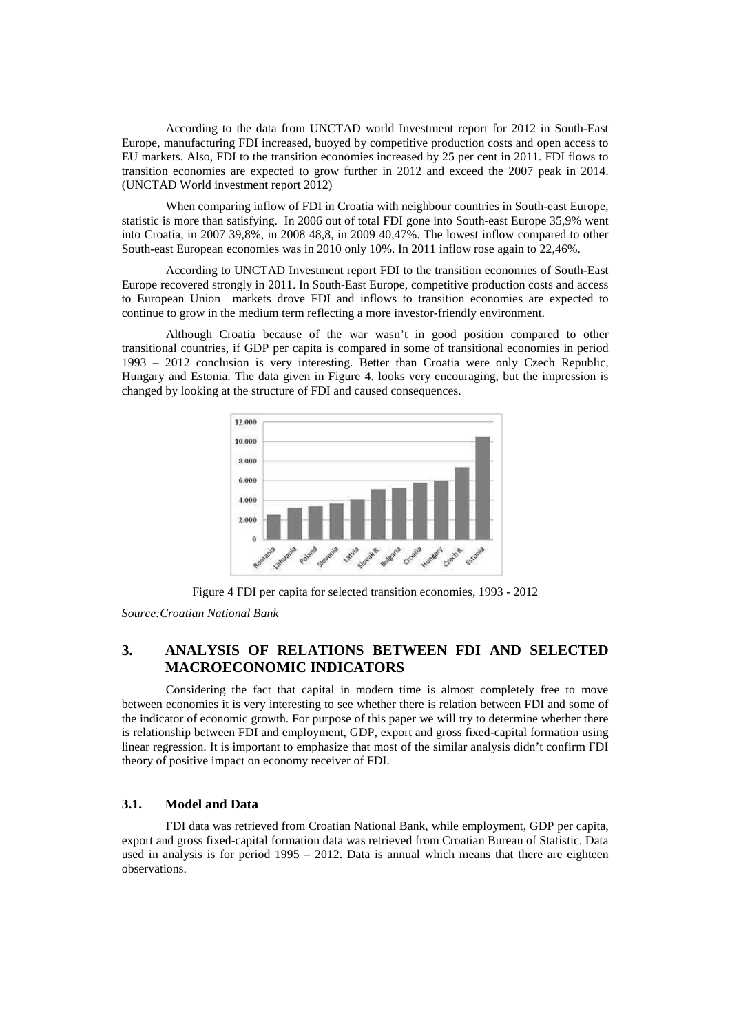According to the data from UNCTAD world Investment report for 2012 in South-East Europe, manufacturing FDI increased, buoyed by competitive production costs and open access to EU markets. Also, FDI to the transition economies increased by 25 per cent in 2011. FDI flows to transition economies are expected to grow further in 2012 and exceed the 2007 peak in 2014. (UNCTAD World investment report 2012)

When comparing inflow of FDI in Croatia with neighbour countries in South-east Europe, statistic is more than satisfying. In 2006 out of total FDI gone into South-east Europe 35,9% went into Croatia, in 2007 39,8%, in 2008 48,8, in 2009 40,47%. The lowest inflow compared to other South-east European economies was in 2010 only 10%. In 2011 inflow rose again to 22,46%.

According to UNCTAD Investment report FDI to the transition economies of South-East Europe recovered strongly in 2011. In South-East Europe, competitive production costs and access to European Union markets drove FDI and inflows to transition economies are expected to continue to grow in the medium term reflecting a more investor-friendly environment.

Although Croatia because of the war wasn't in good position compared to other transitional countries, if GDP per capita is compared in some of transitional economies in period 1993 – 2012 conclusion is very interesting. Better than Croatia were only Czech Republic, Hungary and Estonia. The data given in Figure 4. looks very encouraging, but the impression is changed by looking at the structure of FDI and caused consequences.

Figure 4 FDI per capita for selected transition economies, 1993 - 2012

*Source:Croatian National Bank*

## 3. ANALYSIS OF RELATIONS BETWEEN FDI AND SELECTED MACROECONOMIC INDICATORS

Considering the fact that capital in modern time is almost completely free to move between economies it is very interesting to see whether there is relation between FDI and some of the indicator of economic growth. For purpose of this paper we will try to determine whether there is relationship between FDI and employment, GDP, export and gross fixed-capital formation using linear regression. It is important to emphasize that most of the similar analysis didn't confirm FDI theory of positive impact on economy receiver of FDI.

### 3.1. Model and Data

FDI data was retrieved from Croatian National Bank, while employment, GDP per capita, export and gross fixed-capital formation data was retrieved from Croatian Bureau of Statistic. Data used in analysis is for period 1995 – 2012. Data is annual which means that there are eighteen observations.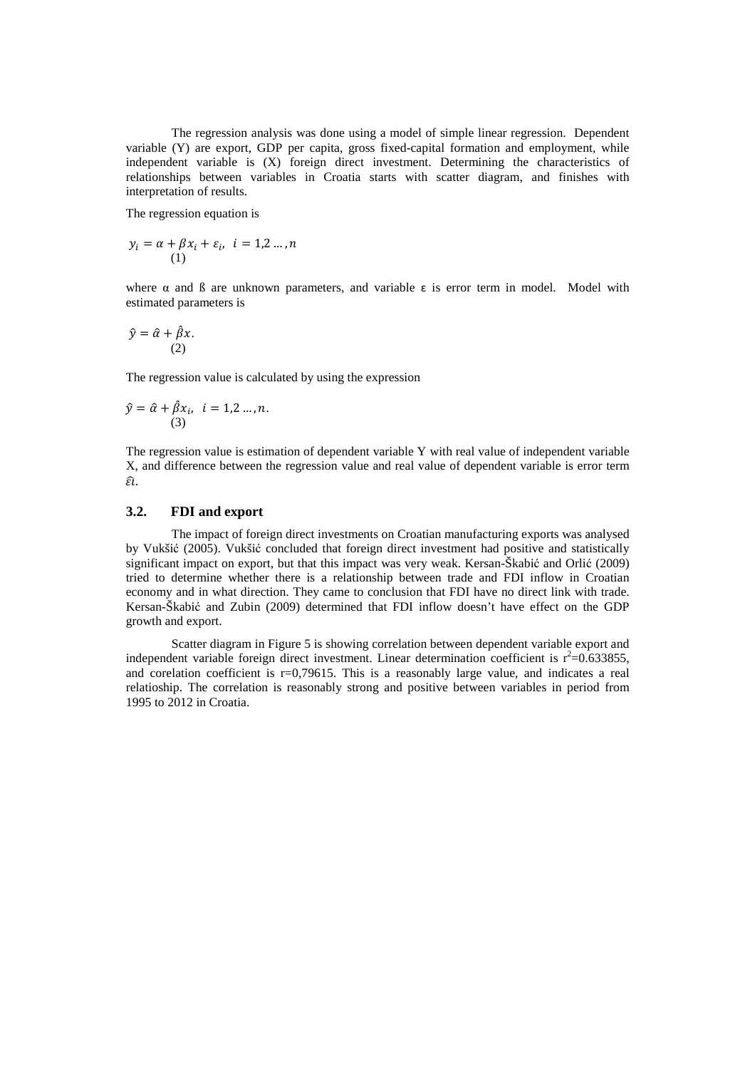The regression analysis was done using a model of simple linear regression. Dependent variable (Y) are export, GDP per capita, gross fixed-capital formation and employment, while independent variable is (X) foreign direct investment. Determining the characteristics of relationships between variables in Croatia starts with scatter diagram, and finishes with interpretation of results.

The regression equation is

$$y_i = \alpha + \beta x_i + \varepsilon_i, \;\; i = 1,2 \ldots, n \tag{1}$$

where α and ß are unknown parameters, and variable ε is error term in model. Model with estimated parameters is

$$\hat{y} = \hat{\alpha} + \hat{\beta} x. \tag{2}$$

The regression value is calculated by using the expression

$$\hat{y} = \hat{\alpha} + \hat{\beta} x_i, \;\; i = 1,2 \ldots, n. \tag{3}$$

The regression value is estimation of dependent variable Y with real value of independent variable X, and difference between the regression value and real value of dependent variable is error term $\hat{\varepsilon_i}$.

### 3.2. FDI and export

The impact of foreign direct investments on Croatian manufacturing exports was analysed by Vukšić (2005). Vukšić concluded that foreign direct investment had positive and statistically significant impact on export, but that this impact was very weak. Kersan-Škabić and Orlić (2009) tried to determine whether there is a relationship between trade and FDI inflow in Croatian economy and in what direction. They came to conclusion that FDI have no direct link with trade. Kersan-Škabić and Zubin (2009) determined that FDI inflow doesn't have effect on the GDP growth and export.

Scatter diagram in Figure 5 is showing correlation between dependent variable export and independent variable foreign direct investment. Linear determination coefficient is $r^2$=0.633855, and corelation coefficient is r=0,79615. This is a reasonably large value, and indicates a real relatioship. The correlation is reasonably strong and positive between variables in period from 1995 to 2012 in Croatia.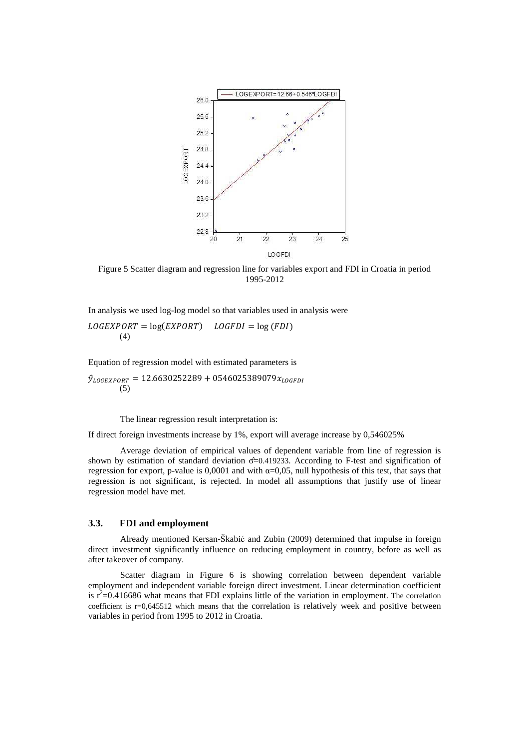Figure 5 Scatter diagram and regression line for variables export and FDI in Croatia in period 1995-2012

In analysis we used log-log model so that variables used in analysis were

$$LOGEXPORT = \log(EXPORT) \quad LOGFDI = \log(FDI) \quad (4)$$

Equation of regression model with estimated parameters is

$$\hat{y}_{LOGEXPORT} = 12.6630252289 + 0546025389079x_{LOGFDI} \quad (5)$$

The linear regression result interpretation is:

If direct foreign investments increase by 1%, export will average increase by 0,546025%

Average deviation of empirical values of dependent variable from line of regression is shown by estimation of standard deviation $\hat{\sigma}$=0.419233. According to F-test and signification of regression for export, p-value is 0,0001 and with $\alpha$=0,05, null hypothesis of this test, that says that regression is not significant, is rejected. In model all assumptions that justify use of linear regression model have met.

### 3.3. FDI and employment

Already mentioned Kersan-Škabić and Zubin (2009) determined that impulse in foreign direct investment significantly influence on reducing employment in country, before as well as after takeover of company.

Scatter diagram in Figure 6 is showing correlation between dependent variable employment and independent variable foreign direct investment. Linear determination coefficient is $r^2$=0.416686 what means that FDI explains little of the variation in employment. The correlation coefficient is r=0,645512 which means that the correlation is relatively week and positive between variables in period from 1995 to 2012 in Croatia.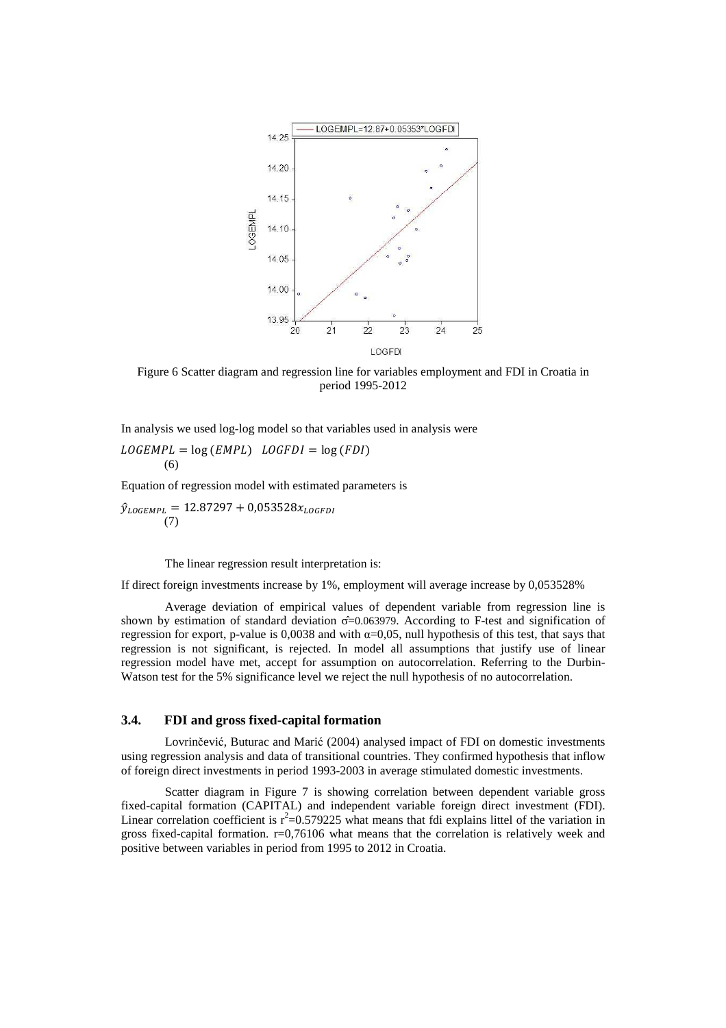Figure 6 Scatter diagram and regression line for variables employment and FDI in Croatia in period 1995-2012

In analysis we used log-log model so that variables used in analysis were

$$LOGEMPL = \log(EMPL) \quad LOGFDI = \log(FDI) \tag{6}$$

Equation of regression model with estimated parameters is

$$\hat{y}_{LOGEMPL} = 12.87297 + 0{,}053528x_{LOGFDI} \tag{7}$$

The linear regression result interpretation is:

If direct foreign investments increase by 1%, employment will average increase by 0,053528%

Average deviation of empirical values of dependent variable from regression line is shown by estimation of standard deviation $\hat{\sigma}$=0.063979. According to F-test and signification of regression for export, p-value is 0,0038 and with $\alpha$=0,05, null hypothesis of this test, that says that regression is not significant, is rejected. In model all assumptions that justify use of linear regression model have met, accept for assumption on autocorrelation. Referring to the Durbin-Watson test for the 5% significance level we reject the null hypothesis of no autocorrelation.

### 3.4. FDI and gross fixed-capital formation

Lovrinčević, Buturac and Marić (2004) analysed impact of FDI on domestic investments using regression analysis and data of transitional countries. They confirmed hypothesis that inflow of foreign direct investments in period 1993-2003 in average stimulated domestic investments.

Scatter diagram in Figure 7 is showing correlation between dependent variable gross fixed-capital formation (CAPITAL) and independent variable foreign direct investment (FDI). Linear correlation coefficient is $r^2$=0.579225 what means that fdi explains littel of the variation in gross fixed-capital formation. r=0,76106 what means that the correlation is relatively week and positive between variables in period from 1995 to 2012 in Croatia.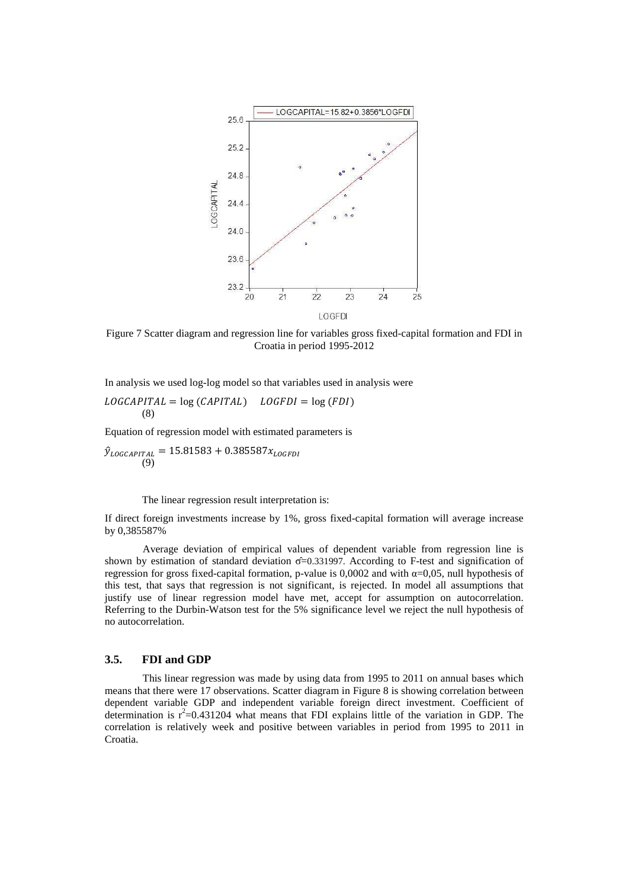Figure 7 Scatter diagram and regression line for variables gross fixed-capital formation and FDI in Croatia in period 1995-2012

In analysis we used log-log model so that variables used in analysis were

$$LOGCAPITAL = \log(CAPITAL) \quad LOGFDI = \log(FDI) \tag{8}$$

Equation of regression model with estimated parameters is

$$\hat{y}_{LOGCAPITAL} = 15.81583 + 0.385587 x_{LOGFDI} \tag{9}$$

The linear regression result interpretation is:

If direct foreign investments increase by 1%, gross fixed-capital formation will average increase by 0,385587%

Average deviation of empirical values of dependent variable from regression line is shown by estimation of standard deviation $\hat{\sigma}$=0.331997. According to F-test and signification of regression for gross fixed-capital formation, p-value is 0,0002 and with $\alpha$=0,05, null hypothesis of this test, that says that regression is not significant, is rejected. In model all assumptions that justify use of linear regression model have met, accept for assumption on autocorrelation. Referring to the Durbin-Watson test for the 5% significance level we reject the null hypothesis of no autocorrelation.

### 3.5. FDI and GDP

This linear regression was made by using data from 1995 to 2011 on annual bases which means that there were 17 observations. Scatter diagram in Figure 8 is showing correlation between dependent variable GDP and independent variable foreign direct investment. Coefficient of determination is $r^2$=0.431204 what means that FDI explains little of the variation in GDP. The correlation is relatively week and positive between variables in period from 1995 to 2011 in Croatia.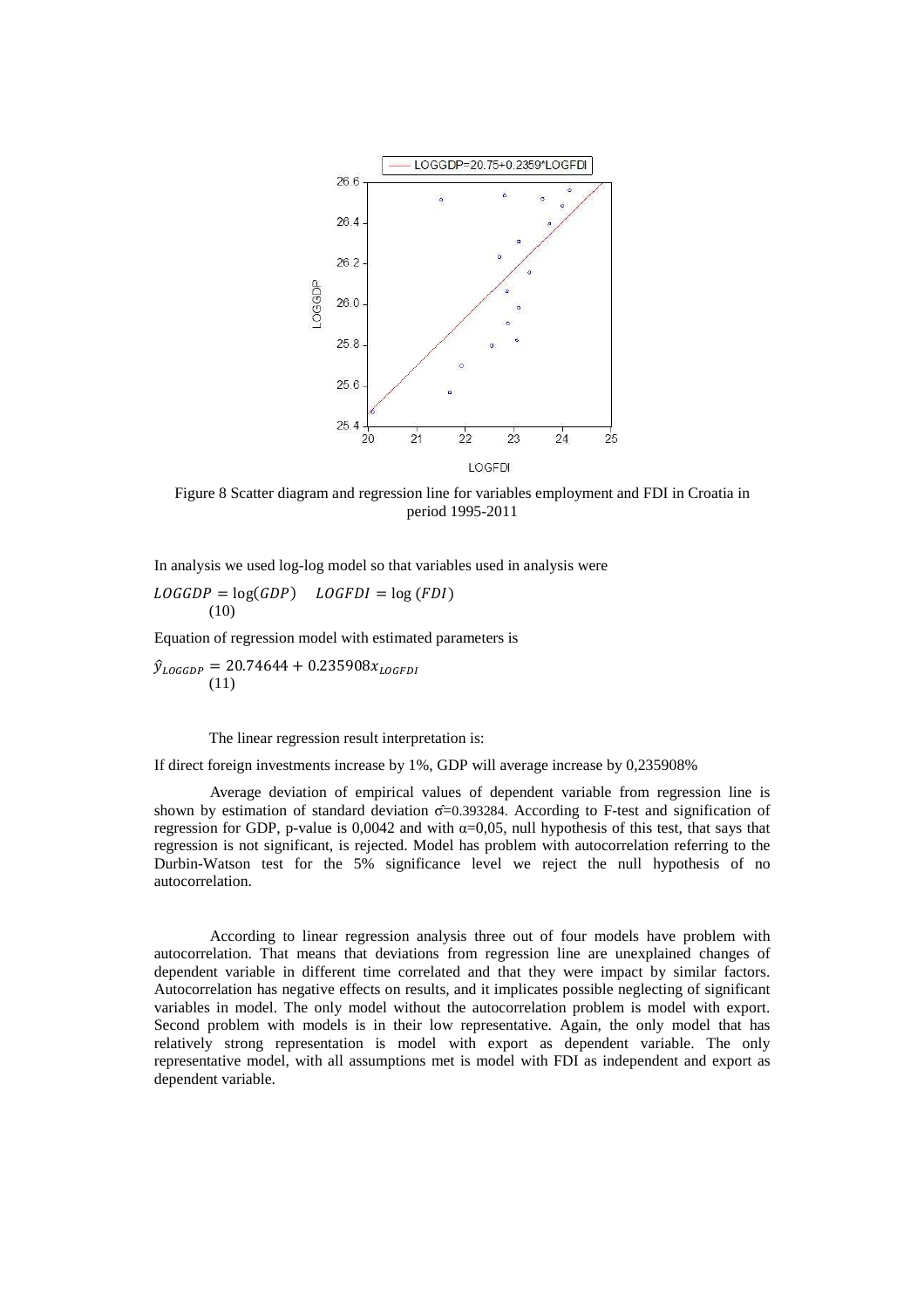Figure 8 Scatter diagram and regression line for variables employment and FDI in Croatia in period 1995-2011

In analysis we used log-log model so that variables used in analysis were

$$LOGGDP = \log(GDP) \quad LOGFDI = \log(FDI) \tag{10}$$

Equation of regression model with estimated parameters is

$$\hat{y}_{LOGGDP} = 20.74644 + 0.235908x_{LOGFDI} \tag{11}$$

The linear regression result interpretation is:

If direct foreign investments increase by 1%, GDP will average increase by 0,235908%

Average deviation of empirical values of dependent variable from regression line is shown by estimation of standard deviation $\hat{\sigma}$=0.393284. According to F-test and signification of regression for GDP, p-value is 0,0042 and with $\alpha$=0,05, null hypothesis of this test, that says that regression is not significant, is rejected. Model has problem with autocorrelation referring to the Durbin-Watson test for the 5% significance level we reject the null hypothesis of no autocorrelation.

According to linear regression analysis three out of four models have problem with autocorrelation. That means that deviations from regression line are unexplained changes of dependent variable in different time correlated and that they were impact by similar factors. Autocorrelation has negative effects on results, and it implicates possible neglecting of significant variables in model. The only model without the autocorrelation problem is model with export. Second problem with models is in their low representative. Again, the only model that has relatively strong representation is model with export as dependent variable. The only representative model, with all assumptions met is model with FDI as independent and export as dependent variable.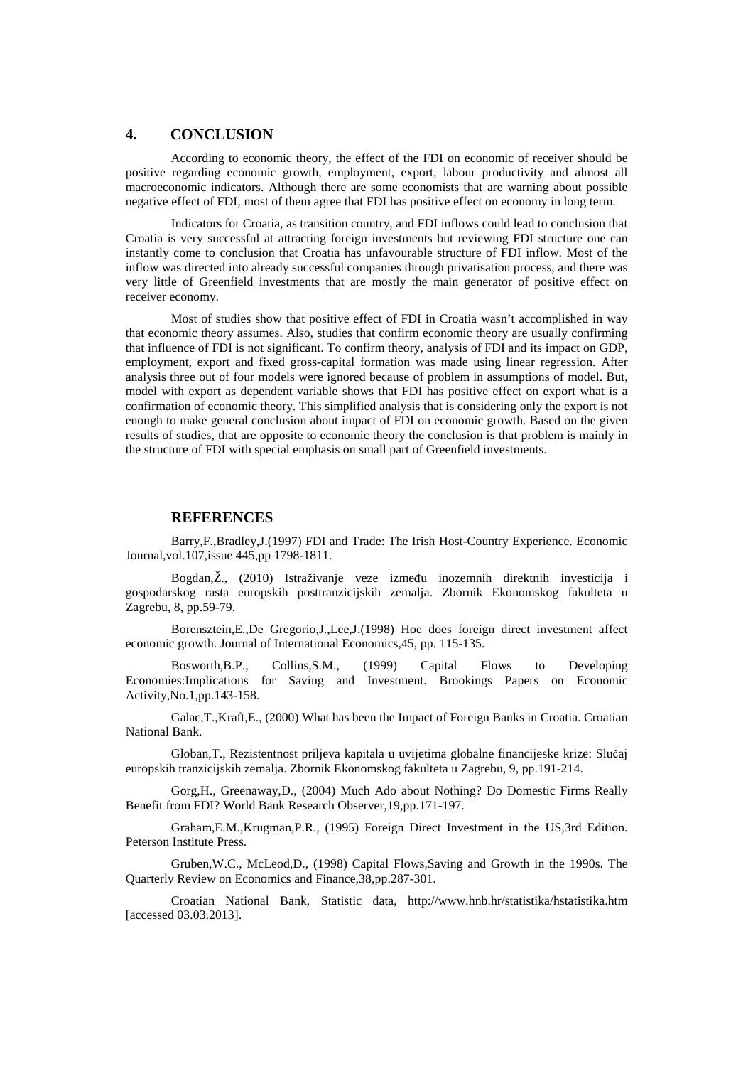## 4. CONCLUSION

According to economic theory, the effect of the FDI on economic of receiver should be positive regarding economic growth, employment, export, labour productivity and almost all macroeconomic indicators. Although there are some economists that are warning about possible negative effect of FDI, most of them agree that FDI has positive effect on economy in long term.

Indicators for Croatia, as transition country, and FDI inflows could lead to conclusion that Croatia is very successful at attracting foreign investments but reviewing FDI structure one can instantly come to conclusion that Croatia has unfavourable structure of FDI inflow. Most of the inflow was directed into already successful companies through privatisation process, and there was very little of Greenfield investments that are mostly the main generator of positive effect on receiver economy.

Most of studies show that positive effect of FDI in Croatia wasn't accomplished in way that economic theory assumes. Also, studies that confirm economic theory are usually confirming that influence of FDI is not significant. To confirm theory, analysis of FDI and its impact on GDP, employment, export and fixed gross-capital formation was made using linear regression. After analysis three out of four models were ignored because of problem in assumptions of model. But, model with export as dependent variable shows that FDI has positive effect on export what is a confirmation of economic theory. This simplified analysis that is considering only the export is not enough to make general conclusion about impact of FDI on economic growth. Based on the given results of studies, that are opposite to economic theory the conclusion is that problem is mainly in the structure of FDI with special emphasis on small part of Greenfield investments.

## REFERENCES

Barry,F.,Bradley,J.(1997) FDI and Trade: The Irish Host-Country Experience. Economic Journal,vol.107,issue 445,pp 1798-1811.

Bogdan,Ž., (2010) Istraživanje veze između inozemnih direktnih investicija i gospodarskog rasta europskih posttranzicijskih zemalja. Zbornik Ekonomskog fakulteta u Zagrebu, 8, pp.59-79.

Borensztein,E.,De Gregorio,J.,Lee,J.(1998) Hoe does foreign direct investment affect economic growth. Journal of International Economics,45, pp. 115-135.

Bosworth,B.P., Collins,S.M., (1999) Capital Flows to Developing Economies:Implications for Saving and Investment. Brookings Papers on Economic Activity,No.1,pp.143-158.

Galac,T.,Kraft,E., (2000) What has been the Impact of Foreign Banks in Croatia. Croatian National Bank.

Globan,T., Rezistentnost priljeva kapitala u uvijetima globalne financijeske krize: Slučaj europskih tranzicijskih zemalja. Zbornik Ekonomskog fakulteta u Zagrebu, 9, pp.191-214.

Gorg,H., Greenaway,D., (2004) Much Ado about Nothing? Do Domestic Firms Really Benefit from FDI? World Bank Research Observer,19,pp.171-197.

Graham,E.M.,Krugman,P.R., (1995) Foreign Direct Investment in the US,3rd Edition. Peterson Institute Press.

Gruben,W.C., McLeod,D., (1998) Capital Flows,Saving and Growth in the 1990s. The Quarterly Review on Economics and Finance,38,pp.287-301.

Croatian National Bank, Statistic data, http://www.hnb.hr/statistika/hstatistika.htm [accessed 03.03.2013].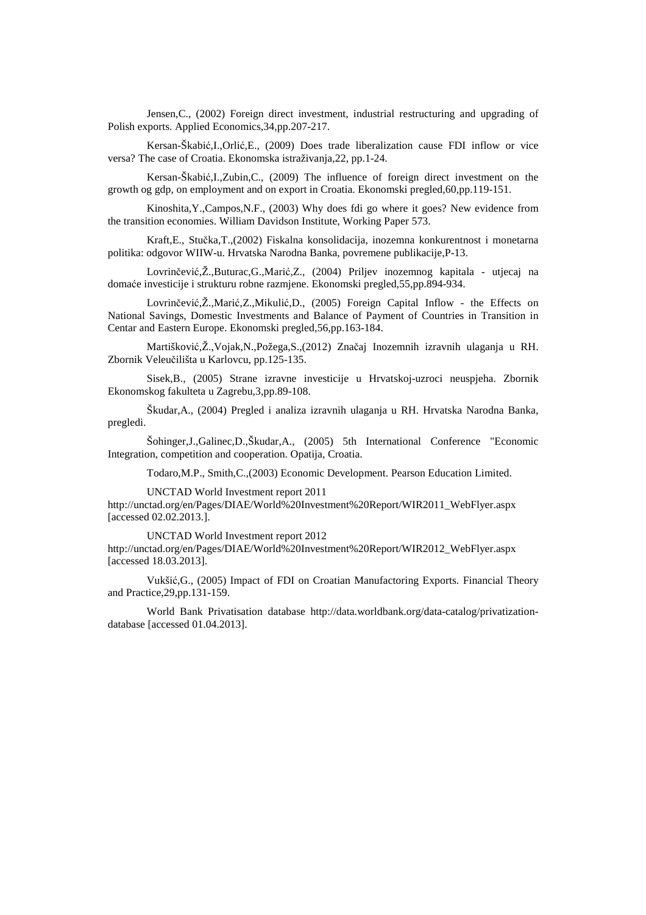Jensen,C., (2002) Foreign direct investment, industrial restructuring and upgrading of Polish exports. Applied Economics,34,pp.207-217.

Kersan-Škabić,I.,Orlić,E., (2009) Does trade liberalization cause FDI inflow or vice versa? The case of Croatia. Ekonomska istraživanja,22, pp.1-24.

Kersan-Škabić,I.,Zubin,C., (2009) The influence of foreign direct investment on the growth og gdp, on employment and on export in Croatia. Ekonomski pregled,60,pp.119-151.

Kinoshita,Y.,Campos,N.F., (2003) Why does fdi go where it goes? New evidence from the transition economies. William Davidson Institute, Working Paper 573.

Kraft,E., Stučka,T.,(2002) Fiskalna konsolidacija, inozemna konkurentnost i monetarna politika: odgovor WIIW-u. Hrvatska Narodna Banka, povremene publikacije,P-13.

Lovrinčević,Ž.,Buturac,G.,Marić,Z., (2004) Priljev inozemnog kapitala - utjecaj na domaće investicije i strukturu robne razmjene. Ekonomski pregled,55,pp.894-934.

Lovrinčević,Ž.,Marić,Z.,Mikulić,D., (2005) Foreign Capital Inflow - the Effects on National Savings, Domestic Investments and Balance of Payment of Countries in Transition in Centar and Eastern Europe. Ekonomski pregled,56,pp.163-184.

Martišković,Ž.,Vojak,N.,Požega,S.,(2012) Značaj Inozemnih izravnih ulaganja u RH. Zbornik Veleučilišta u Karlovcu, pp.125-135.

Sisek,B., (2005) Strane izravne investicije u Hrvatskoj-uzroci neuspjeha. Zbornik Ekonomskog fakulteta u Zagrebu,3,pp.89-108.

Škudar,A., (2004) Pregled i analiza izravnih ulaganja u RH. Hrvatska Narodna Banka, pregledi.

Šohinger,J.,Galinec,D.,Škudar,A., (2005) 5th International Conference "Economic Integration, competition and cooperation. Opatija, Croatia.

Todaro,M.P., Smith,C.,(2003) Economic Development. Pearson Education Limited.

UNCTAD World Investment report 2011 http://unctad.org/en/Pages/DIAE/World%20Investment%20Report/WIR2011_WebFlyer.aspx [accessed 02.02.2013.].

UNCTAD World Investment report 2012 http://unctad.org/en/Pages/DIAE/World%20Investment%20Report/WIR2012_WebFlyer.aspx [accessed 18.03.2013].

Vukšić,G., (2005) Impact of FDI on Croatian Manufactoring Exports. Financial Theory and Practice,29,pp.131-159.

World Bank Privatisation database http://data.worldbank.org/data-catalog/privatization-database [accessed 01.04.2013].